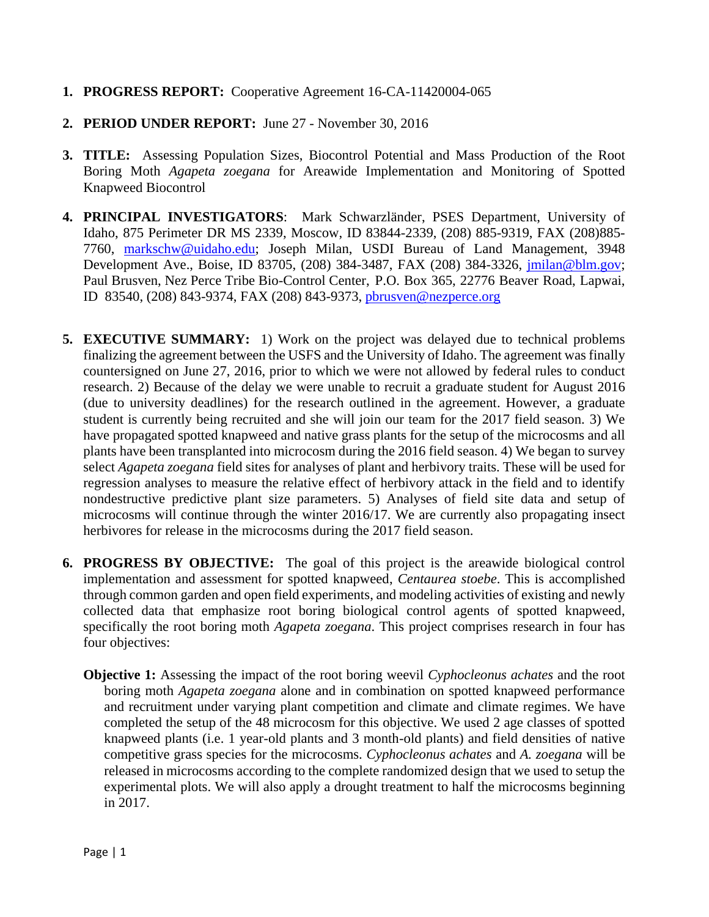1. **PROGRESS REPORT:** Cooperative Agreement 16-CA-11420004-065

2. **PERIOD UNDER REPORT:** June 27 - November 30, 2016

3. **TITLE:** Assessing Population Sizes, Biocontrol Potential and Mass Production of the Root Boring Moth *Agapeta zoegana* for Areawide Implementation and Monitoring of Spotted Knapweed Biocontrol

4. **PRINCIPAL INVESTIGATORS**: Mark Schwarzländer, PSES Department, University of Idaho, 875 Perimeter DR MS 2339, Moscow, ID 83844-2339, (208) 885-9319, FAX (208)885-7760, markschw@uidaho.edu; Joseph Milan, USDI Bureau of Land Management, 3948 Development Ave., Boise, ID 83705, (208) 384-3487, FAX (208) 384-3326, jmilan@blm.gov; Paul Brusven, Nez Perce Tribe Bio-Control Center, P.O. Box 365, 22776 Beaver Road, Lapwai, ID 83540, (208) 843-9374, FAX (208) 843-9373, pbrusven@nezperce.org

5. **EXECUTIVE SUMMARY:** 1) Work on the project was delayed due to technical problems finalizing the agreement between the USFS and the University of Idaho. The agreement was finally countersigned on June 27, 2016, prior to which we were not allowed by federal rules to conduct research. 2) Because of the delay we were unable to recruit a graduate student for August 2016 (due to university deadlines) for the research outlined in the agreement. However, a graduate student is currently being recruited and she will join our team for the 2017 field season. 3) We have propagated spotted knapweed and native grass plants for the setup of the microcosms and all plants have been transplanted into microcosm during the 2016 field season. 4) We began to survey select *Agapeta zoegana* field sites for analyses of plant and herbivory traits. These will be used for regression analyses to measure the relative effect of herbivory attack in the field and to identify nondestructive predictive plant size parameters. 5) Analyses of field site data and setup of microcosms will continue through the winter 2016/17. We are currently also propagating insect herbivores for release in the microcosms during the 2017 field season.

6. **PROGRESS BY OBJECTIVE:** The goal of this project is the areawide biological control implementation and assessment for spotted knapweed, *Centaurea stoebe*. This is accomplished through common garden and open field experiments, and modeling activities of existing and newly collected data that emphasize root boring biological control agents of spotted knapweed, specifically the root boring moth *Agapeta zoegana*. This project comprises research in four has four objectives:

   **Objective 1:** Assessing the impact of the root boring weevil *Cyphocleonus achates* and the root boring moth *Agapeta zoegana* alone and in combination on spotted knapweed performance and recruitment under varying plant competition and climate and climate regimes. We have completed the setup of the 48 microcosm for this objective. We used 2 age classes of spotted knapweed plants (i.e. 1 year-old plants and 3 month-old plants) and field densities of native competitive grass species for the microcosms. *Cyphocleonus achates* and *A. zoegana* will be released in microcosms according to the complete randomized design that we used to setup the experimental plots. We will also apply a drought treatment to half the microcosms beginning in 2017.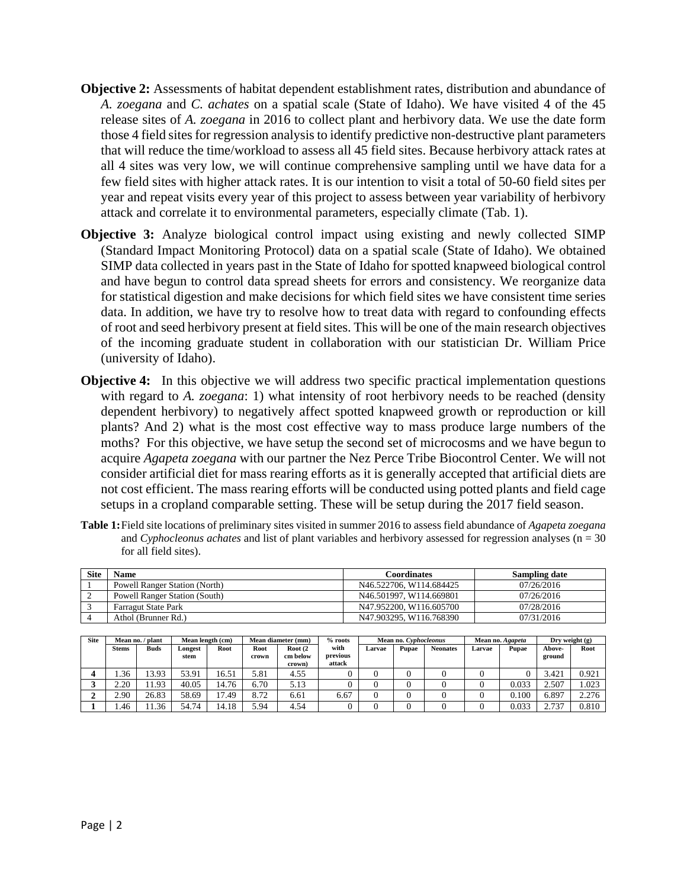**Objective 2:** Assessments of habitat dependent establishment rates, distribution and abundance of *A. zoegana* and *C. achates* on a spatial scale (State of Idaho). We have visited 4 of the 45 release sites of *A. zoegana* in 2016 to collect plant and herbivory data. We use the date form those 4 field sites for regression analysis to identify predictive non-destructive plant parameters that will reduce the time/workload to assess all 45 field sites. Because herbivory attack rates at all 4 sites was very low, we will continue comprehensive sampling until we have data for a few field sites with higher attack rates. It is our intention to visit a total of 50-60 field sites per year and repeat visits every year of this project to assess between year variability of herbivory attack and correlate it to environmental parameters, especially climate (Tab. 1).

**Objective 3:** Analyze biological control impact using existing and newly collected SIMP (Standard Impact Monitoring Protocol) data on a spatial scale (State of Idaho). We obtained SIMP data collected in years past in the State of Idaho for spotted knapweed biological control and have begun to control data spread sheets for errors and consistency. We reorganize data for statistical digestion and make decisions for which field sites we have consistent time series data. In addition, we have try to resolve how to treat data with regard to confounding effects of root and seed herbivory present at field sites. This will be one of the main research objectives of the incoming graduate student in collaboration with our statistician Dr. William Price (university of Idaho).

**Objective 4:** In this objective we will address two specific practical implementation questions with regard to *A. zoegana*: 1) what intensity of root herbivory needs to be reached (density dependent herbivory) to negatively affect spotted knapweed growth or reproduction or kill plants? And 2) what is the most cost effective way to mass produce large numbers of the moths? For this objective, we have setup the second set of microcosms and we have begun to acquire *Agapeta zoegana* with our partner the Nez Perce Tribe Biocontrol Center. We will not consider artificial diet for mass rearing efforts as it is generally accepted that artificial diets are not cost efficient. The mass rearing efforts will be conducted using potted plants and field cage setups in a cropland comparable setting. These will be setup during the 2017 field season.

**Table 1:** Field site locations of preliminary sites visited in summer 2016 to assess field abundance of *Agapeta zoegana* and *Cyphocleonus achates* and list of plant variables and herbivory assessed for regression analyses (n = 30 for all field sites).

| Site | Name | Coordinates | Sampling date |
|---|---|---|---|
| 1 | Powell Ranger Station (North) | N46.522706, W114.684425 | 07/26/2016 |
| 2 | Powell Ranger Station (South) | N46.501997, W114.669801 | 07/26/2016 |
| 3 | Farragut State Park | N47.952200, W116.605700 | 07/28/2016 |
| 4 | Athol (Brunner Rd.) | N47.903295, W116.768390 | 07/31/2016 |

| Site | Mean no. / plant | | Mean length (cm) | | Mean diameter (mm) | | % roots with previous attack | Mean no. *Cyphocleonus* | | | Mean no. *Agapeta* | | Dry weight (g) | |
|---|---|---|---|---|---|---|---|---|---|---|---|---|---|---|
| | Stems | Buds | Longest stem | Root | Root crown | Root (2 cm below crown) | | Larvae | Pupae | Neonates | Larvae | Pupae | Above-ground | Root |
| **4** | 1.36 | 13.93 | 53.91 | 16.51 | 5.81 | 4.55 | 0 | 0 | 0 | 0 | 0 | 0 | 3.421 | 0.921 |
| **3** | 2.20 | 11.93 | 40.05 | 14.76 | 6.70 | 5.13 | 0 | 0 | 0 | 0 | 0 | 0.033 | 2.507 | 1.023 |
| **2** | 2.90 | 26.83 | 58.69 | 17.49 | 8.72 | 6.61 | 6.67 | 0 | 0 | 0 | 0 | 0.100 | 6.897 | 2.276 |
| **1** | 1.46 | 11.36 | 54.74 | 14.18 | 5.94 | 4.54 | 0 | 0 | 0 | 0 | 0 | 0.033 | 2.737 | 0.810 |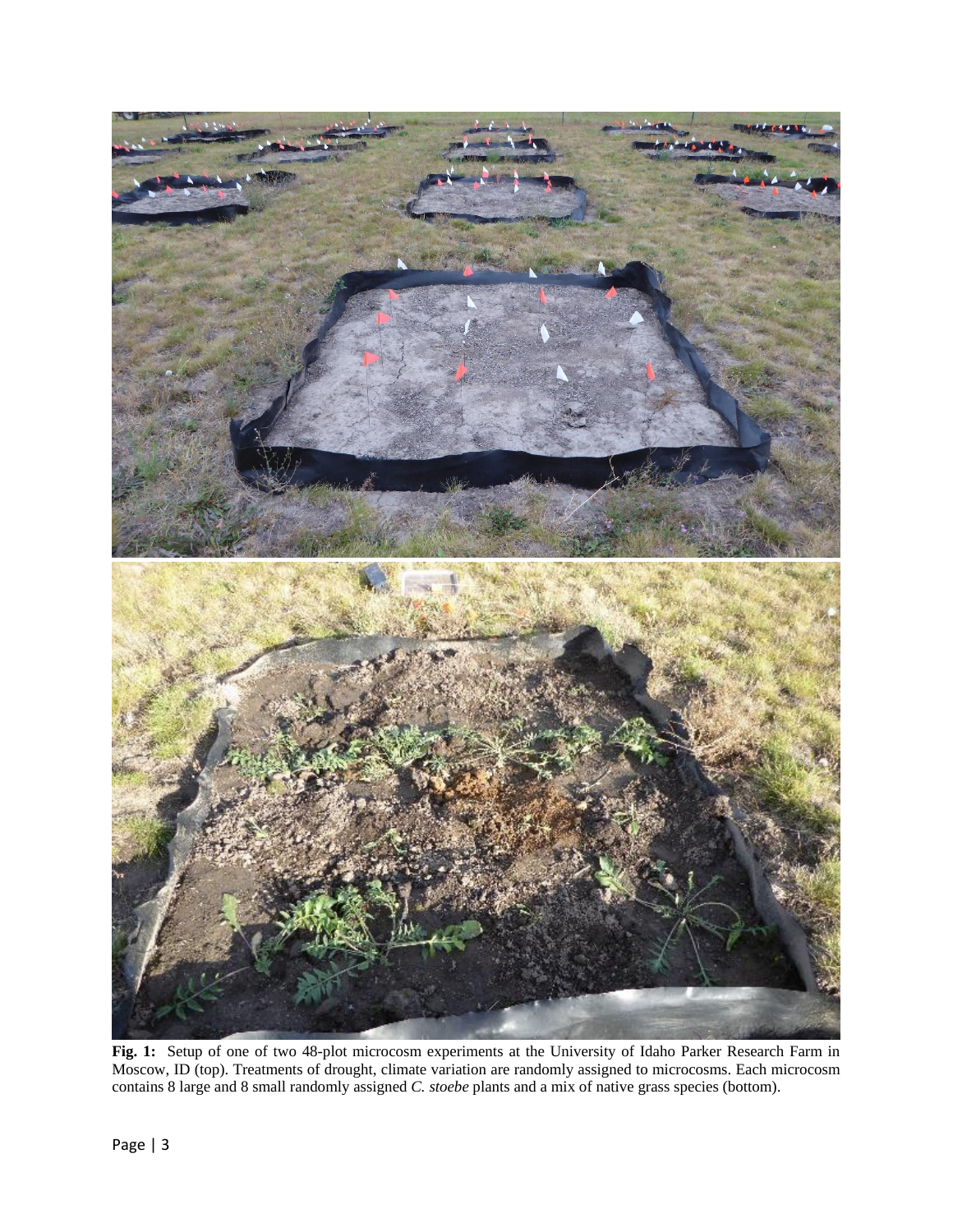**Fig. 1:** Setup of one of two 48-plot microcosm experiments at the University of Idaho Parker Research Farm in Moscow, ID (top). Treatments of drought, climate variation are randomly assigned to microcosms. Each microcosm contains 8 large and 8 small randomly assigned *C. stoebe* plants and a mix of native grass species (bottom).